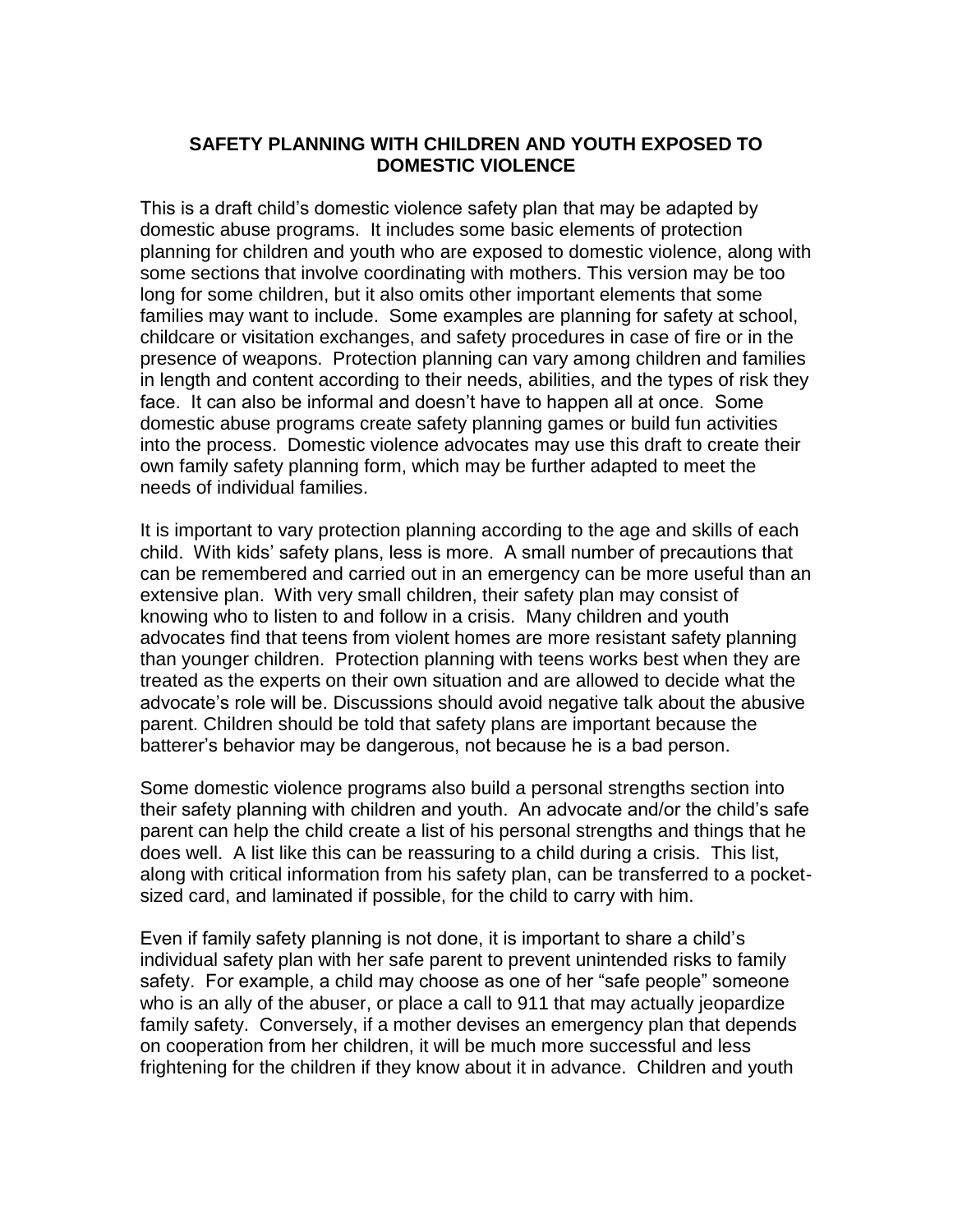# SAFETY PLANNING WITH CHILDREN AND YOUTH EXPOSED TO DOMESTIC VIOLENCE

This is a draft child's domestic violence safety plan that may be adapted by domestic abuse programs. It includes some basic elements of protection planning for children and youth who are exposed to domestic violence, along with some sections that involve coordinating with mothers. This version may be too long for some children, but it also omits other important elements that some families may want to include. Some examples are planning for safety at school, childcare or visitation exchanges, and safety procedures in case of fire or in the presence of weapons. Protection planning can vary among children and families in length and content according to their needs, abilities, and the types of risk they face. It can also be informal and doesn't have to happen all at once. Some domestic abuse programs create safety planning games or build fun activities into the process. Domestic violence advocates may use this draft to create their own family safety planning form, which may be further adapted to meet the needs of individual families.

It is important to vary protection planning according to the age and skills of each child. With kids' safety plans, less is more. A small number of precautions that can be remembered and carried out in an emergency can be more useful than an extensive plan. With very small children, their safety plan may consist of knowing who to listen to and follow in a crisis. Many children and youth advocates find that teens from violent homes are more resistant safety planning than younger children. Protection planning with teens works best when they are treated as the experts on their own situation and are allowed to decide what the advocate's role will be. Discussions should avoid negative talk about the abusive parent. Children should be told that safety plans are important because the batterer's behavior may be dangerous, not because he is a bad person.

Some domestic violence programs also build a personal strengths section into their safety planning with children and youth. An advocate and/or the child's safe parent can help the child create a list of his personal strengths and things that he does well. A list like this can be reassuring to a child during a crisis. This list, along with critical information from his safety plan, can be transferred to a pocket-sized card, and laminated if possible, for the child to carry with him.

Even if family safety planning is not done, it is important to share a child's individual safety plan with her safe parent to prevent unintended risks to family safety. For example, a child may choose as one of her "safe people" someone who is an ally of the abuser, or place a call to 911 that may actually jeopardize family safety. Conversely, if a mother devises an emergency plan that depends on cooperation from her children, it will be much more successful and less frightening for the children if they know about it in advance. Children and youth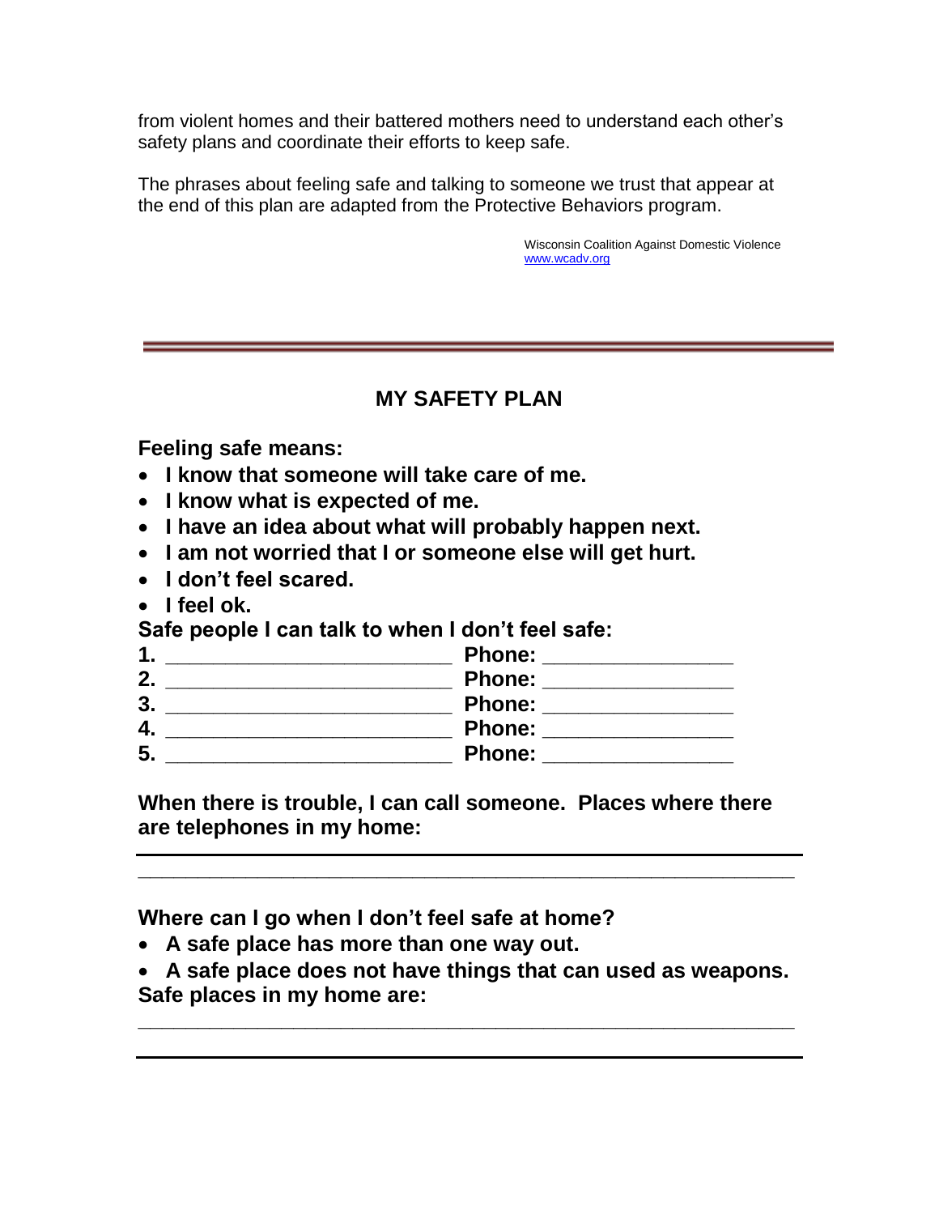from violent homes and their battered mothers need to understand each other's safety plans and coordinate their efforts to keep safe.

The phrases about feeling safe and talking to someone we trust that appear at the end of this plan are adapted from the Protective Behaviors program.

Wisconsin Coalition Against Domestic Violence
www.wcadv.org

---

## MY SAFETY PLAN

**Feeling safe means:**

- **I know that someone will take care of me.**
- **I know what is expected of me.**
- **I have an idea about what will probably happen next.**
- **I am not worried that I or someone else will get hurt.**
- **I don't feel scared.**
- **I feel ok.**

**Safe people I can talk to when I don't feel safe:**

**1.** ________________________ **Phone:** ________________
**2.** ________________________ **Phone:** ________________
**3.** ________________________ **Phone:** ________________
**4.** ________________________ **Phone:** ________________
**5.** ________________________ **Phone:** ________________

**When there is trouble, I can call someone. Places where there are telephones in my home:**

_____________________________________________________________

_____________________________________________________________

**Where can I go when I don't feel safe at home?**

- **A safe place has more than one way out.**
- **A safe place does not have things that can used as weapons.**

**Safe places in my home are:**

_____________________________________________________________

_____________________________________________________________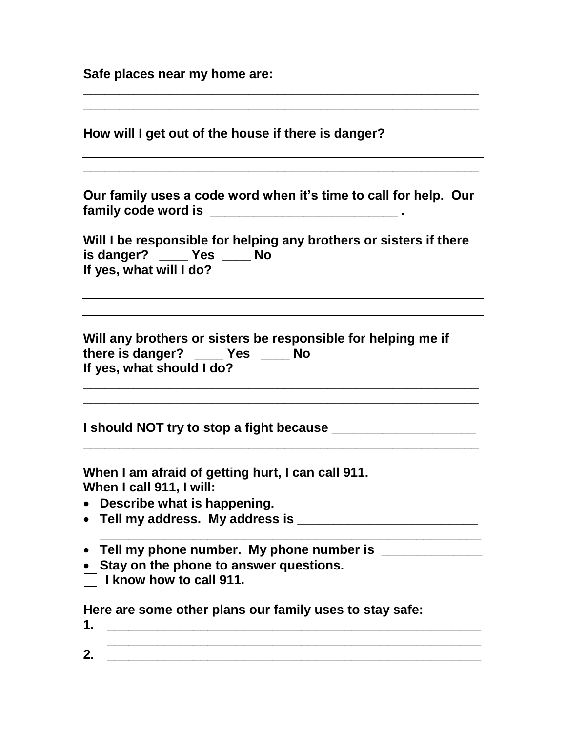**Safe places near my home are:**

\_\_\_\_\_\_\_\_\_\_\_\_\_\_\_\_\_\_\_\_\_\_\_\_\_\_\_\_\_\_\_\_\_\_\_\_\_\_\_\_\_\_\_\_\_\_\_\_\_\_\_\_\_\_\_\_\_\_

\_\_\_\_\_\_\_\_\_\_\_\_\_\_\_\_\_\_\_\_\_\_\_\_\_\_\_\_\_\_\_\_\_\_\_\_\_\_\_\_\_\_\_\_\_\_\_\_\_\_\_\_\_\_\_\_\_\_

**How will I get out of the house if there is danger?**

\_\_\_\_\_\_\_\_\_\_\_\_\_\_\_\_\_\_\_\_\_\_\_\_\_\_\_\_\_\_\_\_\_\_\_\_\_\_\_\_\_\_\_\_\_\_\_\_\_\_\_\_\_\_\_\_\_\_

\_\_\_\_\_\_\_\_\_\_\_\_\_\_\_\_\_\_\_\_\_\_\_\_\_\_\_\_\_\_\_\_\_\_\_\_\_\_\_\_\_\_\_\_\_\_\_\_\_\_\_\_\_\_\_\_\_\_

**Our family uses a code word when it's time to call for help. Our family code word is \_\_\_\_\_\_\_\_\_\_\_\_\_\_\_\_\_\_\_\_\_\_\_\_\_\_\_ .**

**Will I be responsible for helping any brothers or sisters if there is danger? \_\_\_\_ Yes \_\_\_\_ No**
**If yes, what will I do?**

\_\_\_\_\_\_\_\_\_\_\_\_\_\_\_\_\_\_\_\_\_\_\_\_\_\_\_\_\_\_\_\_\_\_\_\_\_\_\_\_\_\_\_\_\_\_\_\_\_\_\_\_\_\_\_\_\_\_

\_\_\_\_\_\_\_\_\_\_\_\_\_\_\_\_\_\_\_\_\_\_\_\_\_\_\_\_\_\_\_\_\_\_\_\_\_\_\_\_\_\_\_\_\_\_\_\_\_\_\_\_\_\_\_\_\_\_

**Will any brothers or sisters be responsible for helping me if there is danger? \_\_\_\_ Yes \_\_\_\_ No**
**If yes, what should I do?**

\_\_\_\_\_\_\_\_\_\_\_\_\_\_\_\_\_\_\_\_\_\_\_\_\_\_\_\_\_\_\_\_\_\_\_\_\_\_\_\_\_\_\_\_\_\_\_\_\_\_\_\_\_\_\_\_\_\_

\_\_\_\_\_\_\_\_\_\_\_\_\_\_\_\_\_\_\_\_\_\_\_\_\_\_\_\_\_\_\_\_\_\_\_\_\_\_\_\_\_\_\_\_\_\_\_\_\_\_\_\_\_\_\_\_\_\_

**I should NOT try to stop a fight because \_\_\_\_\_\_\_\_\_\_\_\_\_\_\_\_\_\_\_\_\_\_**

\_\_\_\_\_\_\_\_\_\_\_\_\_\_\_\_\_\_\_\_\_\_\_\_\_\_\_\_\_\_\_\_\_\_\_\_\_\_\_\_\_\_\_\_\_\_\_\_\_\_\_\_\_\_\_\_\_\_

**When I am afraid of getting hurt, I can call 911.**
**When I call 911, I will:**

- **Describe what is happening.**
- **Tell my address. My address is \_\_\_\_\_\_\_\_\_\_\_\_\_\_\_\_\_\_\_\_\_\_\_\_\_\_\_**
  \_\_\_\_\_\_\_\_\_\_\_\_\_\_\_\_\_\_\_\_\_\_\_\_\_\_\_\_\_\_\_\_\_\_\_\_\_\_\_\_\_\_\_\_\_\_\_\_\_\_\_\_\_\_
- **Tell my phone number. My phone number is \_\_\_\_\_\_\_\_\_\_\_\_\_\_\_**
- **Stay on the phone to answer questions.**

☐ **I know how to call 911.**

**Here are some other plans our family uses to stay safe:**

**1.** \_\_\_\_\_\_\_\_\_\_\_\_\_\_\_\_\_\_\_\_\_\_\_\_\_\_\_\_\_\_\_\_\_\_\_\_\_\_\_\_\_\_\_\_\_\_\_\_\_\_\_\_\_\_
\_\_\_\_\_\_\_\_\_\_\_\_\_\_\_\_\_\_\_\_\_\_\_\_\_\_\_\_\_\_\_\_\_\_\_\_\_\_\_\_\_\_\_\_\_\_\_\_\_\_\_\_\_\_

**2.** \_\_\_\_\_\_\_\_\_\_\_\_\_\_\_\_\_\_\_\_\_\_\_\_\_\_\_\_\_\_\_\_\_\_\_\_\_\_\_\_\_\_\_\_\_\_\_\_\_\_\_\_\_\_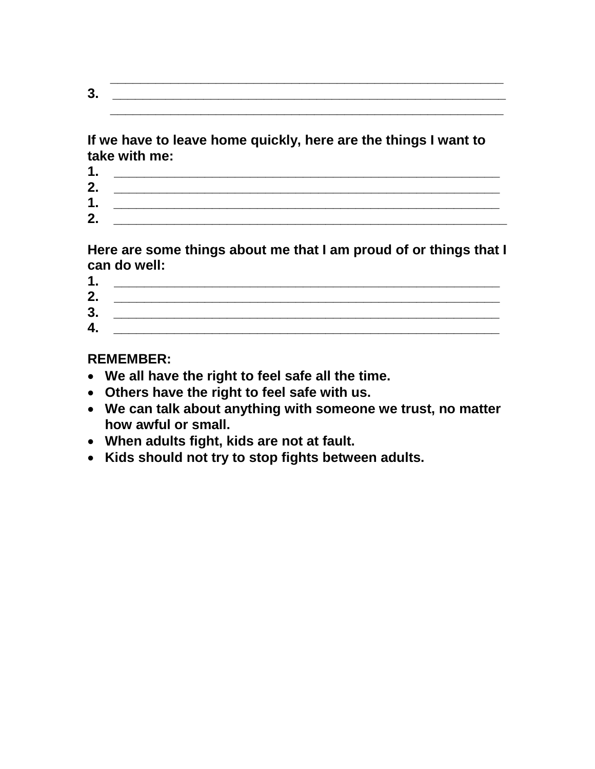\_\_\_\_\_\_\_\_\_\_\_\_\_\_\_\_\_\_\_\_\_\_\_\_\_\_\_\_\_\_\_\_\_\_\_\_\_\_\_\_\_\_\_\_\_\_\_\_\_\_\_\_\_\_

**3.** \_\_\_\_\_\_\_\_\_\_\_\_\_\_\_\_\_\_\_\_\_\_\_\_\_\_\_\_\_\_\_\_\_\_\_\_\_\_\_\_\_\_\_\_\_\_\_\_\_\_\_\_\_\_
\_\_\_\_\_\_\_\_\_\_\_\_\_\_\_\_\_\_\_\_\_\_\_\_\_\_\_\_\_\_\_\_\_\_\_\_\_\_\_\_\_\_\_\_\_\_\_\_\_\_\_\_\_\_

**If we have to leave home quickly, here are the things I want to take with me:**

**1.** \_\_\_\_\_\_\_\_\_\_\_\_\_\_\_\_\_\_\_\_\_\_\_\_\_\_\_\_\_\_\_\_\_\_\_\_\_\_\_\_\_\_\_\_\_\_\_\_\_\_\_\_\_\_
**2.** \_\_\_\_\_\_\_\_\_\_\_\_\_\_\_\_\_\_\_\_\_\_\_\_\_\_\_\_\_\_\_\_\_\_\_\_\_\_\_\_\_\_\_\_\_\_\_\_\_\_\_\_\_\_
**1.** \_\_\_\_\_\_\_\_\_\_\_\_\_\_\_\_\_\_\_\_\_\_\_\_\_\_\_\_\_\_\_\_\_\_\_\_\_\_\_\_\_\_\_\_\_\_\_\_\_\_\_\_\_\_
**2.** \_\_\_\_\_\_\_\_\_\_\_\_\_\_\_\_\_\_\_\_\_\_\_\_\_\_\_\_\_\_\_\_\_\_\_\_\_\_\_\_\_\_\_\_\_\_\_\_\_\_\_\_\_\_

**Here are some things about me that I am proud of or things that I can do well:**

**1.** \_\_\_\_\_\_\_\_\_\_\_\_\_\_\_\_\_\_\_\_\_\_\_\_\_\_\_\_\_\_\_\_\_\_\_\_\_\_\_\_\_\_\_\_\_\_\_\_\_\_\_\_\_\_
**2.** \_\_\_\_\_\_\_\_\_\_\_\_\_\_\_\_\_\_\_\_\_\_\_\_\_\_\_\_\_\_\_\_\_\_\_\_\_\_\_\_\_\_\_\_\_\_\_\_\_\_\_\_\_\_
**3.** \_\_\_\_\_\_\_\_\_\_\_\_\_\_\_\_\_\_\_\_\_\_\_\_\_\_\_\_\_\_\_\_\_\_\_\_\_\_\_\_\_\_\_\_\_\_\_\_\_\_\_\_\_\_
**4.** \_\_\_\_\_\_\_\_\_\_\_\_\_\_\_\_\_\_\_\_\_\_\_\_\_\_\_\_\_\_\_\_\_\_\_\_\_\_\_\_\_\_\_\_\_\_\_\_\_\_\_\_\_\_

**REMEMBER:**

- **We all have the right to feel safe all the time.**
- **Others have the right to feel safe with us.**
- **We can talk about anything with someone we trust, no matter how awful or small.**
- **When adults fight, kids are not at fault.**
- **Kids should not try to stop fights between adults.**